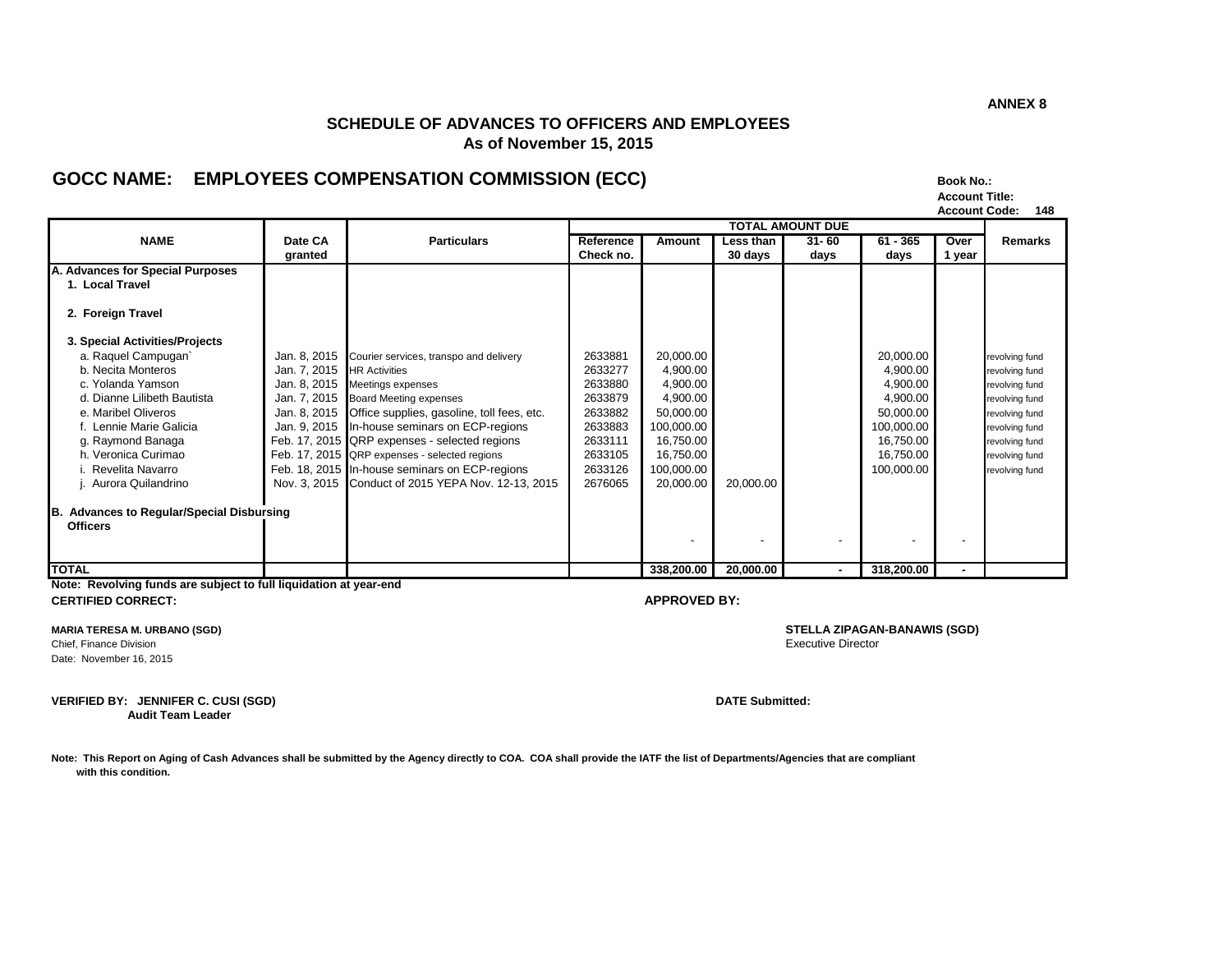**ANNEX 8**

## SCHEDULE OF ADVANCES TO OFFICERS AND EMPLOYEES
### As of November 15, 2015

## GOCC NAME: EMPLOYEES COMPENSATION COMMISSION (ECC)

**Book No.:**
**Account Title:**
**Account Code: 148**

| NAME | Date CA granted | Particulars | Reference Check no. | Amount | TOTAL AMOUNT DUE | | | | Remarks |
|---|---|---|---|---|---|---|---|---|---|
| | | | | | Less than 30 days | 31- 60 days | 61 - 365 days | Over 1 year | |
| **A. Advances for Special Purposes** | | | | | | | | | |
| **1. Local Travel** | | | | | | | | | |
| **2. Foreign Travel** | | | | | | | | | |
| **3. Special Activities/Projects** | | | | | | | | | |
| a. Raquel Campugan` | Jan. 8, 2015 | Courier services, transpo and delivery | 2633881 | 20,000.00 | | | 20,000.00 | | revolving fund |
| b. Necita Monteros | Jan. 7, 2015 | HR Activities | 2633277 | 4,900.00 | | | 4,900.00 | | revolving fund |
| c. Yolanda Yamson | Jan. 8, 2015 | Meetings expenses | 2633880 | 4,900.00 | | | 4,900.00 | | revolving fund |
| d. Dianne Lilibeth Bautista | Jan. 7, 2015 | Board Meeting expenses | 2633879 | 4,900.00 | | | 4,900.00 | | revolving fund |
| e. Maribel Oliveros | Jan. 8, 2015 | Office supplies, gasoline, toll fees, etc. | 2633882 | 50,000.00 | | | 50,000.00 | | revolving fund |
| f. Lennie Marie Galicia | Jan. 9, 2015 | In-house seminars on ECP-regions | 2633883 | 100,000.00 | | | 100,000.00 | | revolving fund |
| g. Raymond Banaga | Feb. 17, 2015 | QRP expenses - selected regions | 2633111 | 16,750.00 | | | 16,750.00 | | revolving fund |
| h. Veronica Curimao | Feb. 17, 2015 | QRP expenses - selected regions | 2633105 | 16,750.00 | | | 16,750.00 | | revolving fund |
| i. Revelita Navarro | Feb. 18, 2015 | In-house seminars on ECP-regions | 2633126 | 100,000.00 | | | 100,000.00 | | revolving fund |
| j. Aurora Quilandrino | Nov. 3, 2015 | Conduct of 2015 YEPA Nov. 12-13, 2015 | 2676065 | 20,000.00 | 20,000.00 | | | | |
| **B. Advances to Regular/Special Disbursing Officers** | | | | | | | | | |
| | | | | - | - | - | - | - | |
| **TOTAL** | | | | **338,200.00** | **20,000.00** | **-** | **318,200.00** | **-** | |

**Note: Revolving funds are subject to full liquidation at year-end**

**CERTIFIED CORRECT:**

**MARIA TERESA M. URBANO (SGD)**
Chief, Finance Division
Date: November 16, 2015

**APPROVED BY:**

**STELLA ZIPAGAN-BANAWIS (SGD)**
Executive Director

**VERIFIED BY: JENNIFER C. CUSI (SGD)**
**Audit Team Leader**

**DATE Submitted:**

**Note: This Report on Aging of Cash Advances shall be submitted by the Agency directly to COA. COA shall provide the IATF the list of Departments/Agencies that are compliant with this condition.**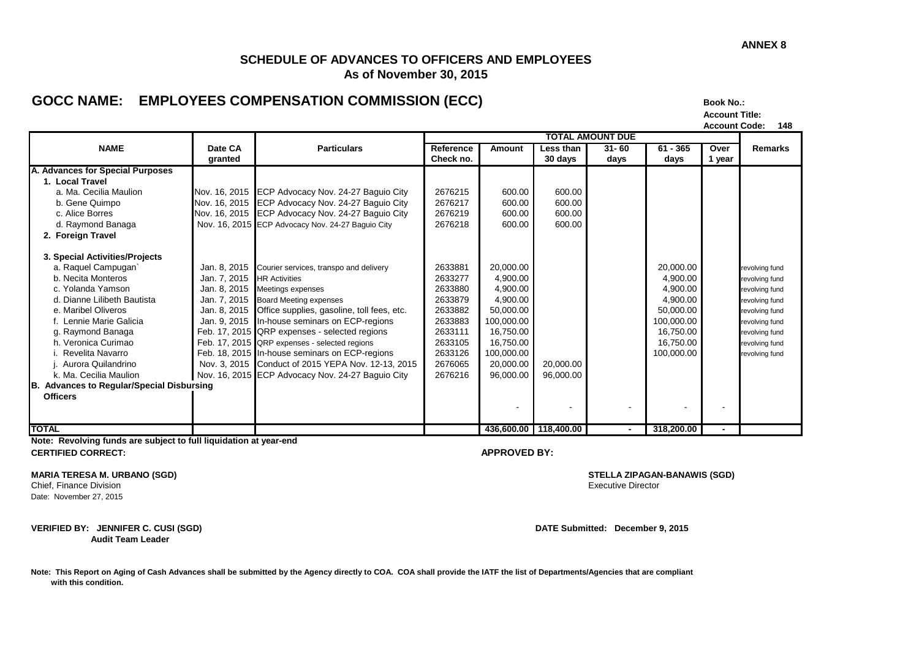ANNEX 8

## SCHEDULE OF ADVANCES TO OFFICERS AND EMPLOYEES
### As of November 30, 2015

## GOCC NAME: EMPLOYEES COMPENSATION COMMISSION (ECC)

**Book No.:**
**Account Title:**
**Account Code: 148**

| NAME | Date CA granted | Particulars | Reference Check no. | Amount | TOTAL AMOUNT DUE Less than 30 days | 31- 60 days | 61 - 365 days | Over 1 year | Remarks |
|---|---|---|---|---|---|---|---|---|---|
| **A. Advances for Special Purposes** | | | | | | | | | |
| **1. Local Travel** | | | | | | | | | |
| a. Ma. Cecilia Maulion | Nov. 16, 2015 | ECP Advocacy Nov. 24-27 Baguio City | 2676215 | 600.00 | 600.00 | | | | |
| b. Gene Quimpo | Nov. 16, 2015 | ECP Advocacy Nov. 24-27 Baguio City | 2676217 | 600.00 | 600.00 | | | | |
| c. Alice Borres | Nov. 16, 2015 | ECP Advocacy Nov. 24-27 Baguio City | 2676219 | 600.00 | 600.00 | | | | |
| d. Raymond Banaga | Nov. 16, 2015 | ECP Advocacy Nov. 24-27 Baguio City | 2676218 | 600.00 | 600.00 | | | | |
| **2. Foreign Travel** | | | | | | | | | |
| **3. Special Activities/Projects** | | | | | | | | | |
| a. Raquel Campugan` | Jan. 8, 2015 | Courier services, transpo and delivery | 2633881 | 20,000.00 | | | 20,000.00 | | revolving fund |
| b. Necita Monteros | Jan. 7, 2015 | HR Activities | 2633277 | 4,900.00 | | | 4,900.00 | | revolving fund |
| c. Yolanda Yamson | Jan. 8, 2015 | Meetings expenses | 2633880 | 4,900.00 | | | 4,900.00 | | revolving fund |
| d. Dianne Lilibeth Bautista | Jan. 7, 2015 | Board Meeting expenses | 2633879 | 4,900.00 | | | 4,900.00 | | revolving fund |
| e. Maribel Oliveros | Jan. 8, 2015 | Office supplies, gasoline, toll fees, etc. | 2633882 | 50,000.00 | | | 50,000.00 | | revolving fund |
| f. Lennie Marie Galicia | Jan. 9, 2015 | In-house seminars on ECP-regions | 2633883 | 100,000.00 | | | 100,000.00 | | revolving fund |
| g. Raymond Banaga | Feb. 17, 2015 | QRP expenses - selected regions | 2633111 | 16,750.00 | | | 16,750.00 | | revolving fund |
| h. Veronica Curimao | Feb. 17, 2015 | QRP expenses - selected regions | 2633105 | 16,750.00 | | | 16,750.00 | | revolving fund |
| i. Revelita Navarro | Feb. 18, 2015 | In-house seminars on ECP-regions | 2633126 | 100,000.00 | | | 100,000.00 | | revolving fund |
| j. Aurora Quilandrino | Nov. 3, 2015 | Conduct of 2015 YEPA Nov. 12-13, 2015 | 2676065 | 20,000.00 | 20,000.00 | | | | |
| k. Ma. Cecilia Maulion | Nov. 16, 2015 | ECP Advocacy Nov. 24-27 Baguio City | 2676216 | 96,000.00 | 96,000.00 | | | | |
| **B. Advances to Regular/Special Disbursing** | | | | | | | | | |
| **Officers** | | | | | | | | | |
| | | | | - | - | - | - | - | |
| **TOTAL** | | | | **436,600.00** | **118,400.00** | **-** | **318,200.00** | **-** | |

**Note: Revolving funds are subject to full liquidation at year-end**

**CERTIFIED CORRECT:**

**MARIA TERESA M. URBANO (SGD)**
Chief, Finance Division
Date: November 27, 2015

**APPROVED BY:**

**STELLA ZIPAGAN-BANAWIS (SGD)**
Executive Director

**VERIFIED BY: JENNIFER C. CUSI (SGD)**
**Audit Team Leader**

**DATE Submitted: December 9, 2015**

**Note: This Report on Aging of Cash Advances shall be submitted by the Agency directly to COA. COA shall provide the IATF the list of Departments/Agencies that are compliant with this condition.**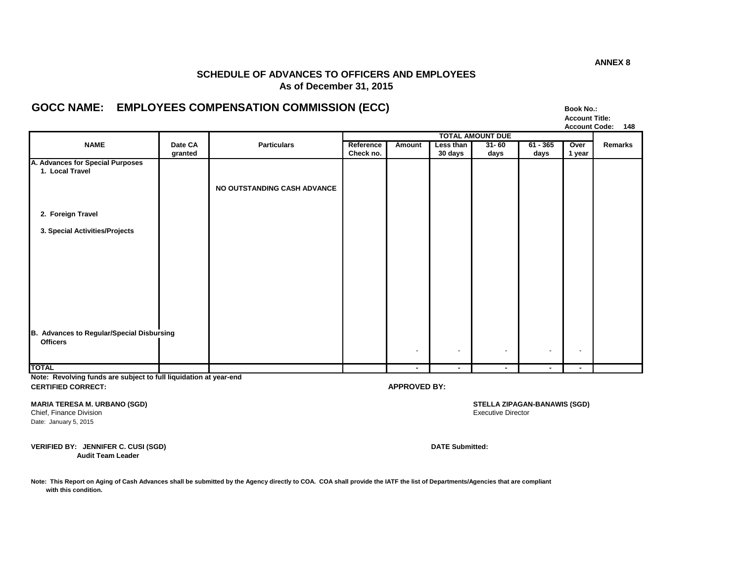ANNEX 8

## SCHEDULE OF ADVANCES TO OFFICERS AND EMPLOYEES
### As of December 31, 2015

## GOCC NAME: EMPLOYEES COMPENSATION COMMISSION (ECC)

**Book No.:**
**Account Title:**
**Account Code:** 148

| NAME | Date CA granted | Particulars | Reference Check no. | Amount | TOTAL AMOUNT DUE | | | | Remarks |
|---|---|---|---|---|---|---|---|---|---|
| | | | | | Less than 30 days | 31- 60 days | 61 - 365 days | Over 1 year | |
| **A. Advances for Special Purposes** | | | | | | | | | |
| **1. Local Travel** | | | | | | | | | |
| | | **NO OUTSTANDING CASH ADVANCE** | | | | | | | |
| **2. Foreign Travel** | | | | | | | | | |
| **3. Special Activities/Projects** | | | | | | | | | |
| **B. Advances to Regular/Special Disbursing Officers** | | | | - | - | - | - | - | |
| **TOTAL** | | | | - | - | - | - | - | |

**Note: Revolving funds are subject to full liquidation at year-end**

**CERTIFIED CORRECT:**

**MARIA TERESA M. URBANO (SGD)**
Chief, Finance Division
Date: January 5, 2015

**APPROVED BY:**

**STELLA ZIPAGAN-BANAWIS (SGD)**
Executive Director

**VERIFIED BY: JENNIFER C. CUSI (SGD)**
**Audit Team Leader**

**DATE Submitted:**

**Note: This Report on Aging of Cash Advances shall be submitted by the Agency directly to COA. COA shall provide the IATF the list of Departments/Agencies that are compliant with this condition.**